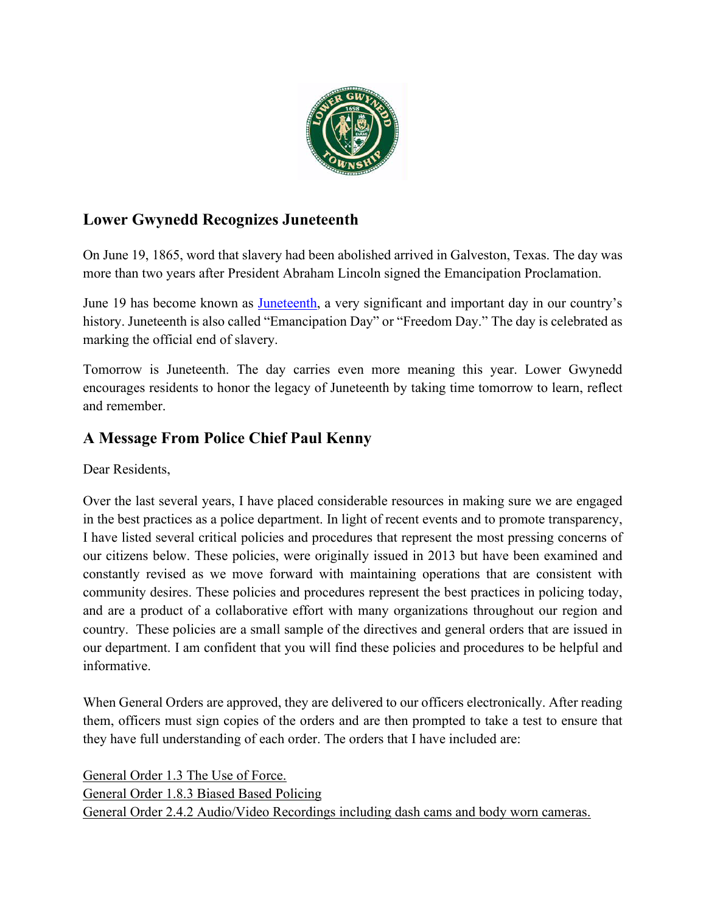## Lower Gwynedd Recognizes Juneteenth

On June 19, 1865, word that slavery had been abolished arrived in Galveston, Texas. The day was more than two years after President Abraham Lincoln signed the Emancipation Proclamation.

June 19 has become known as Juneteenth, a very significant and important day in our country's history. Juneteenth is also called "Emancipation Day" or "Freedom Day." The day is celebrated as marking the official end of slavery.

Tomorrow is Juneteenth. The day carries even more meaning this year. Lower Gwynedd encourages residents to honor the legacy of Juneteenth by taking time tomorrow to learn, reflect and remember.

## A Message From Police Chief Paul Kenny

Dear Residents,

Over the last several years, I have placed considerable resources in making sure we are engaged in the best practices as a police department. In light of recent events and to promote transparency, I have listed several critical policies and procedures that represent the most pressing concerns of our citizens below. These policies, were originally issued in 2013 but have been examined and constantly revised as we move forward with maintaining operations that are consistent with community desires. These policies and procedures represent the best practices in policing today, and are a product of a collaborative effort with many organizations throughout our region and country. These policies are a small sample of the directives and general orders that are issued in our department. I am confident that you will find these policies and procedures to be helpful and informative.

When General Orders are approved, they are delivered to our officers electronically. After reading them, officers must sign copies of the orders and are then prompted to take a test to ensure that they have full understanding of each order. The orders that I have included are:

General Order 1.3 The Use of Force.  
General Order 1.8.3 Biased Based Policing  
General Order 2.4.2 Audio/Video Recordings including dash cams and body worn cameras.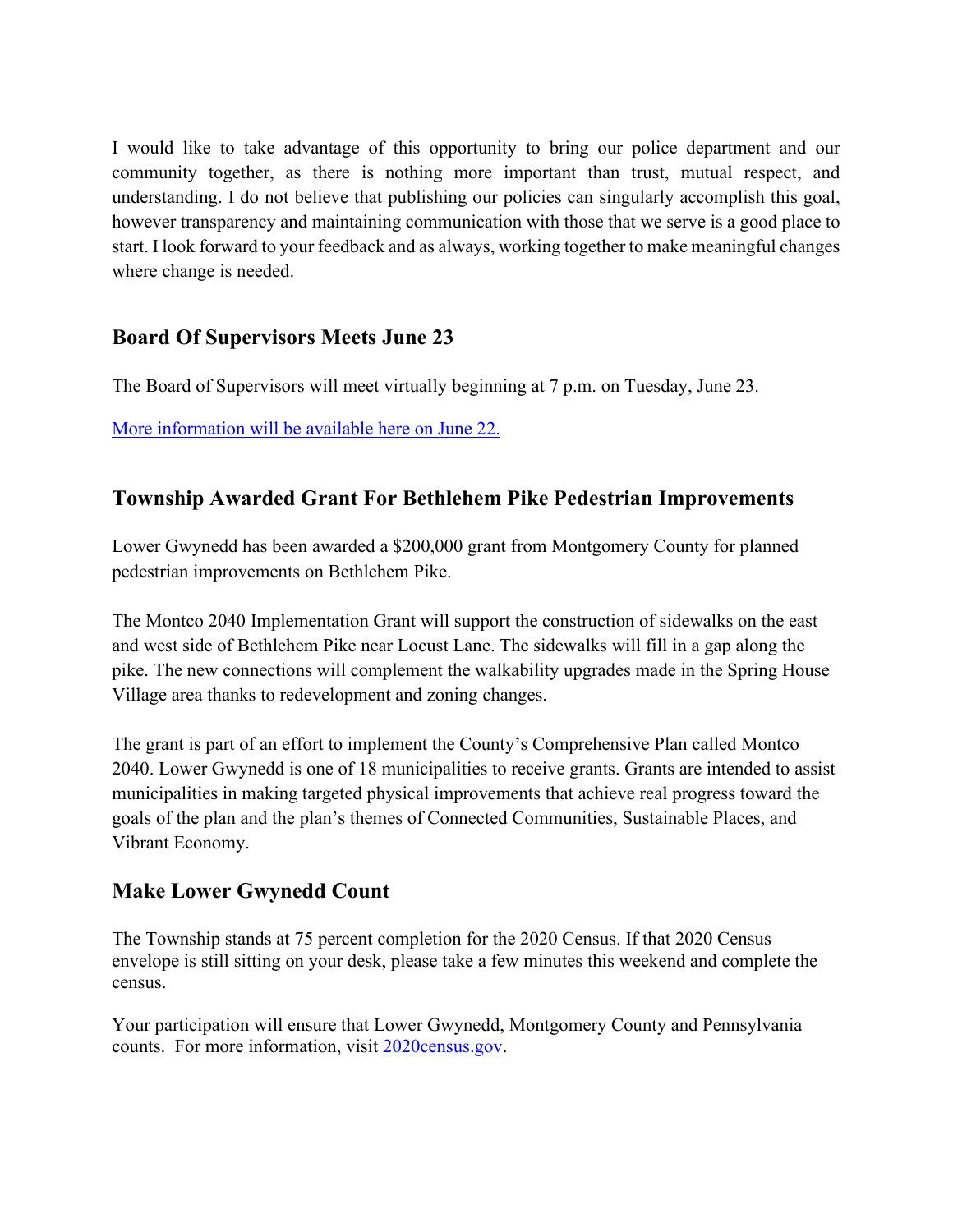I would like to take advantage of this opportunity to bring our police department and our community together, as there is nothing more important than trust, mutual respect, and understanding. I do not believe that publishing our policies can singularly accomplish this goal, however transparency and maintaining communication with those that we serve is a good place to start. I look forward to your feedback and as always, working together to make meaningful changes where change is needed.

## Board Of Supervisors Meets June 23

The Board of Supervisors will meet virtually beginning at 7 p.m. on Tuesday, June 23.

More information will be available here on June 22.

## Township Awarded Grant For Bethlehem Pike Pedestrian Improvements

Lower Gwynedd has been awarded a $200,000 grant from Montgomery County for planned pedestrian improvements on Bethlehem Pike.

The Montco 2040 Implementation Grant will support the construction of sidewalks on the east and west side of Bethlehem Pike near Locust Lane. The sidewalks will fill in a gap along the pike. The new connections will complement the walkability upgrades made in the Spring House Village area thanks to redevelopment and zoning changes.

The grant is part of an effort to implement the County's Comprehensive Plan called Montco 2040. Lower Gwynedd is one of 18 municipalities to receive grants. Grants are intended to assist municipalities in making targeted physical improvements that achieve real progress toward the goals of the plan and the plan's themes of Connected Communities, Sustainable Places, and Vibrant Economy.

## Make Lower Gwynedd Count

The Township stands at 75 percent completion for the 2020 Census. If that 2020 Census envelope is still sitting on your desk, please take a few minutes this weekend and complete the census.

Your participation will ensure that Lower Gwynedd, Montgomery County and Pennsylvania counts. For more information, visit 2020census.gov.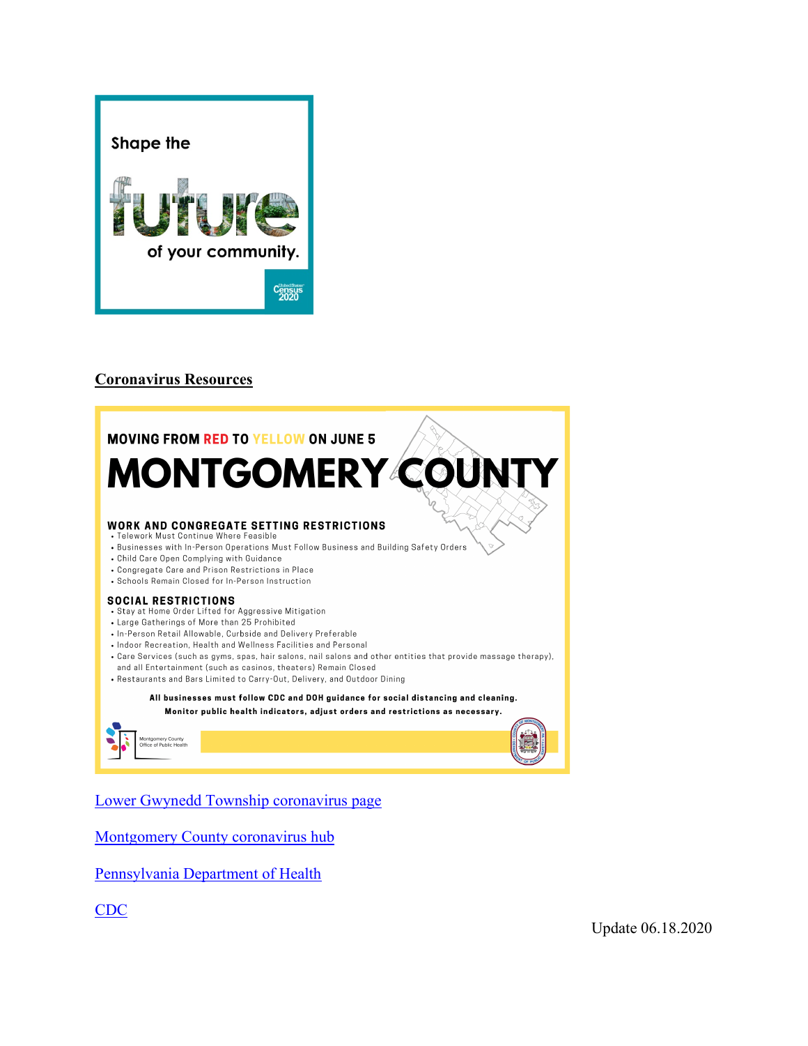Shape the

future

of your community.

United States Census 2020

**Coronavirus Resources**

MOVING FROM RED TO YELLOW ON JUNE 5

# MONTGOMERY COUNTY

**WORK AND CONGREGATE SETTING RESTRICTIONS**

- Telework Must Continue Where Feasible
- Businesses with In-Person Operations Must Follow Business and Building Safety Orders
- Child Care Open Complying with Guidance
- Congregate Care and Prison Restrictions in Place
- Schools Remain Closed for In-Person Instruction

**SOCIAL RESTRICTIONS**

- Stay at Home Order Lifted for Aggressive Mitigation
- Large Gatherings of More than 25 Prohibited
- In-Person Retail Allowable, Curbside and Delivery Preferable
- Indoor Recreation, Health and Wellness Facilities and Personal
- Care Services (such as gyms, spas, hair salons, nail salons and other entities that provide massage therapy), and all Entertainment (such as casinos, theaters) Remain Closed
- Restaurants and Bars Limited to Carry-Out, Delivery, and Outdoor Dining

**All businesses must follow CDC and DOH guidance for social distancing and cleaning.**

**Monitor public health indicators, adjust orders and restrictions as necessary.**

Montgomery County Office of Public Health

[Lower Gwynedd Township coronavirus page](#)

[Montgomery County coronavirus hub](#)

[Pennsylvania Department of Health](#)

[CDC](#)

Update 06.18.2020